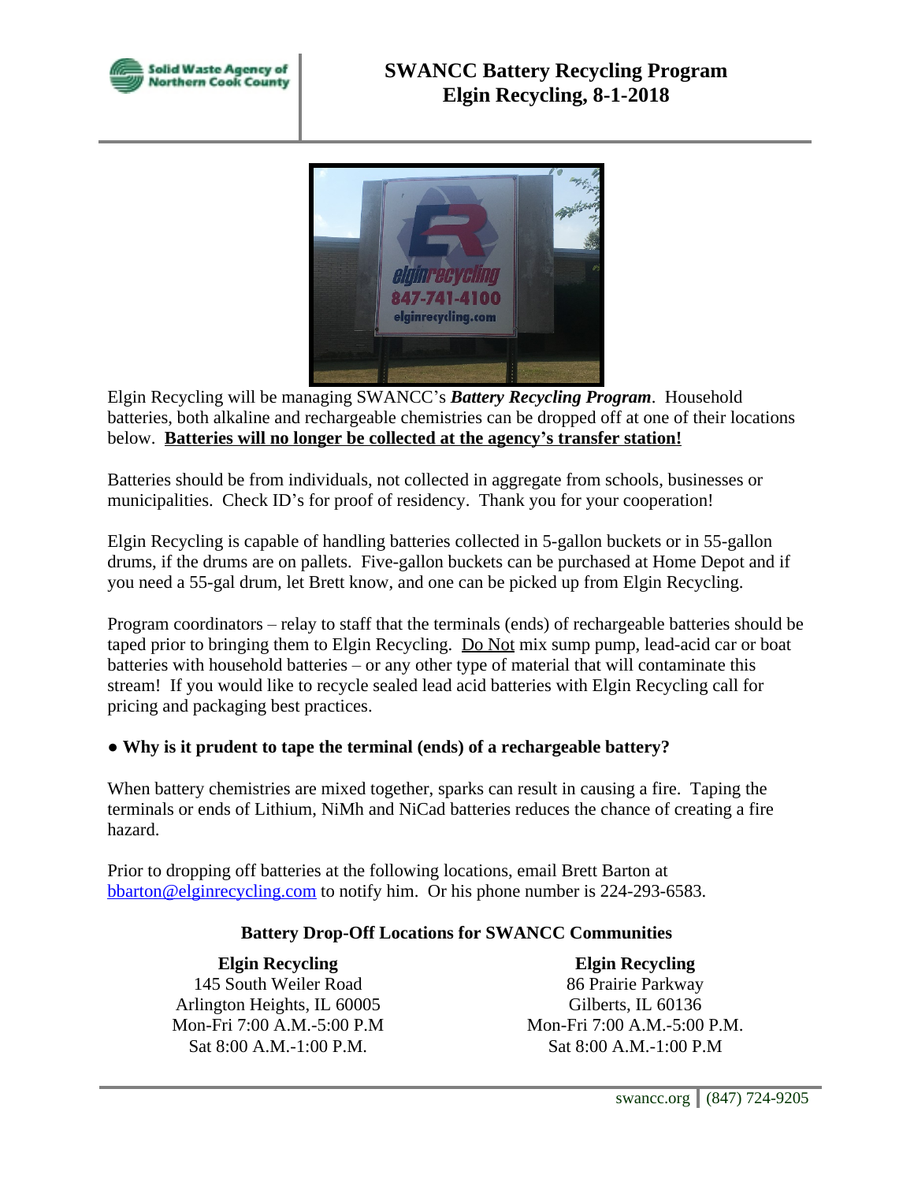# SWANCC Battery Recycling Program
## Elgin Recycling, 8-1-2018

Elgin Recycling will be managing SWANCC's ***Battery Recycling Program***. Household batteries, both alkaline and rechargeable chemistries can be dropped off at one of their locations below. **Batteries will no longer be collected at the agency's transfer station!**

Batteries should be from individuals, not collected in aggregate from schools, businesses or municipalities. Check ID's for proof of residency. Thank you for your cooperation!

Elgin Recycling is capable of handling batteries collected in 5-gallon buckets or in 55-gallon drums, if the drums are on pallets. Five-gallon buckets can be purchased at Home Depot and if you need a 55-gal drum, let Brett know, and one can be picked up from Elgin Recycling.

Program coordinators – relay to staff that the terminals (ends) of rechargeable batteries should be taped prior to bringing them to Elgin Recycling. Do Not mix sump pump, lead-acid car or boat batteries with household batteries – or any other type of material that will contaminate this stream! If you would like to recycle sealed lead acid batteries with Elgin Recycling call for pricing and packaging best practices.

- **Why is it prudent to tape the terminal (ends) of a rechargeable battery?**

When battery chemistries are mixed together, sparks can result in causing a fire. Taping the terminals or ends of Lithium, NiMh and NiCad batteries reduces the chance of creating a fire hazard.

Prior to dropping off batteries at the following locations, email Brett Barton at bbarton@elginrecycling.com to notify him. Or his phone number is 224-293-6583.

### Battery Drop-Off Locations for SWANCC Communities

**Elgin Recycling**
145 South Weiler Road
Arlington Heights, IL 60005
Mon-Fri 7:00 A.M.-5:00 P.M
Sat 8:00 A.M.-1:00 P.M.

**Elgin Recycling**
86 Prairie Parkway
Gilberts, IL 60136
Mon-Fri 7:00 A.M.-5:00 P.M.
Sat 8:00 A.M.-1:00 P.M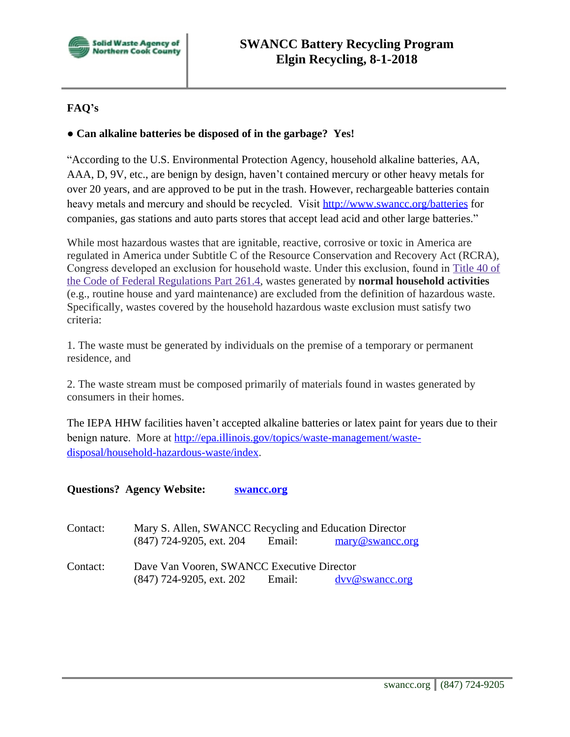**SWANCC Battery Recycling Program**
**Elgin Recycling, 8-1-2018**

**FAQ's**

● **Can alkaline batteries be disposed of in the garbage? Yes!**

"According to the U.S. Environmental Protection Agency, household alkaline batteries, AA, AAA, D, 9V, etc., are benign by design, haven't contained mercury or other heavy metals for over 20 years, and are approved to be put in the trash. However, rechargeable batteries contain heavy metals and mercury and should be recycled. Visit http://www.swancc.org/batteries for companies, gas stations and auto parts stores that accept lead acid and other large batteries."

While most hazardous wastes that are ignitable, reactive, corrosive or toxic in America are regulated in America under Subtitle C of the Resource Conservation and Recovery Act (RCRA), Congress developed an exclusion for household waste. Under this exclusion, found in Title 40 of the Code of Federal Regulations Part 261.4, wastes generated by **normal household activities** (e.g., routine house and yard maintenance) are excluded from the definition of hazardous waste. Specifically, wastes covered by the household hazardous waste exclusion must satisfy two criteria:

1. The waste must be generated by individuals on the premise of a temporary or permanent residence, and

2. The waste stream must be composed primarily of materials found in wastes generated by consumers in their homes.

The IEPA HHW facilities haven't accepted alkaline batteries or latex paint for years due to their benign nature. More at http://epa.illinois.gov/topics/waste-management/waste-disposal/household-hazardous-waste/index.

**Questions? Agency Website: swancc.org**

| | |
|---|---|
| Contact: | Mary S. Allen, SWANCC Recycling and Education Director<br>(847) 724-9205, ext. 204 Email: mary@swancc.org |
| Contact: | Dave Van Vooren, SWANCC Executive Director<br>(847) 724-9205, ext. 202 Email: dvv@swancc.org |